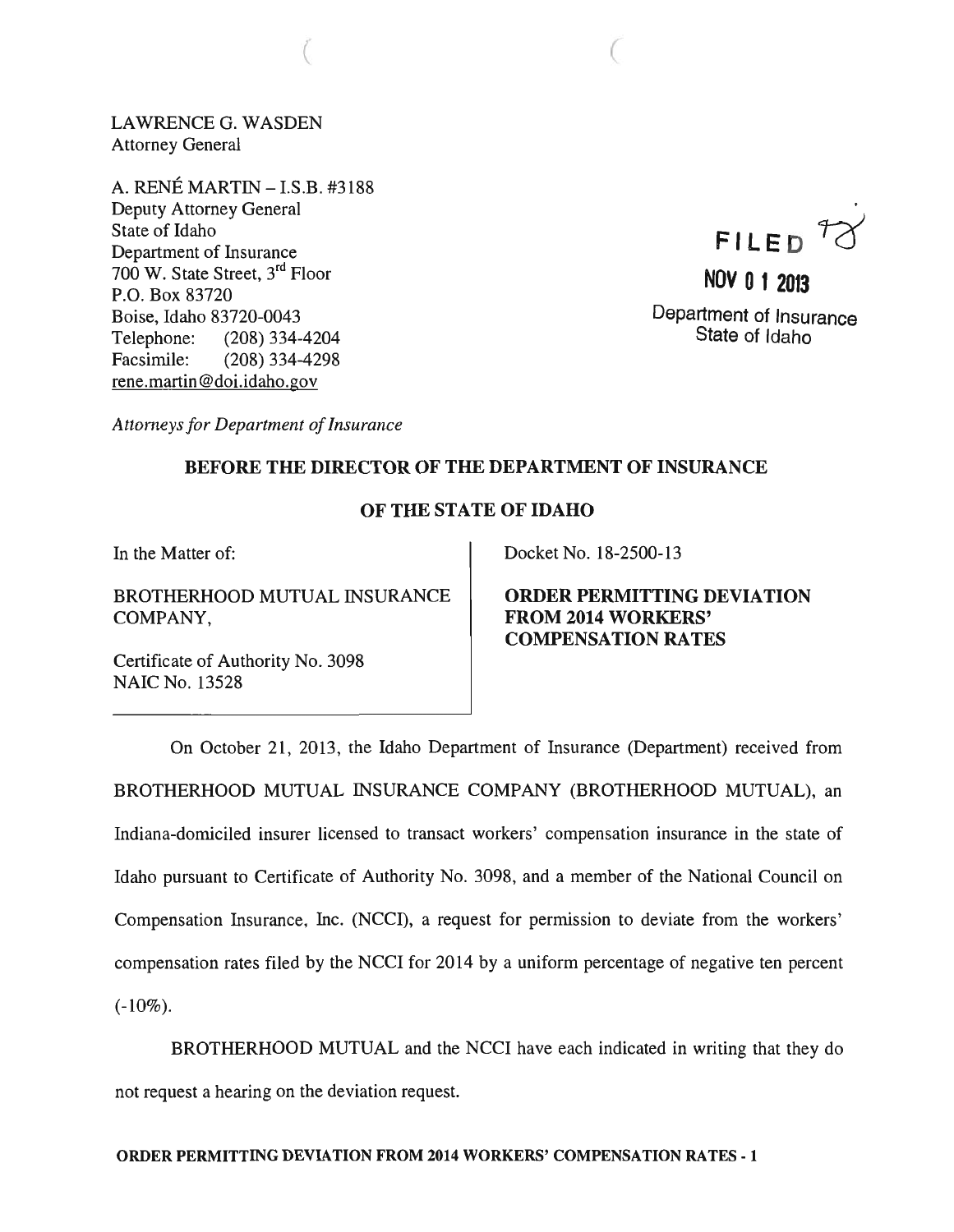LAWRENCE G. WASDEN
Attorney General

A. RENÉ MARTIN – I.S.B. #3188
Deputy Attorney General
State of Idaho
Department of Insurance
700 W. State Street, 3rd Floor
P.O. Box 83720
Boise, Idaho 83720-0043
Telephone: (208) 334-4204
Facsimile: (208) 334-4298
rene.martin@doi.idaho.gov

FILED

NOV 01 2013

Department of Insurance
State of Idaho

*Attorneys for Department of Insurance*

**BEFORE THE DIRECTOR OF THE DEPARTMENT OF INSURANCE**

**OF THE STATE OF IDAHO**

| In the Matter of: | Docket No. 18-2500-13 |
|---|---|
| BROTHERHOOD MUTUAL INSURANCE COMPANY, | **ORDER PERMITTING DEVIATION FROM 2014 WORKERS' COMPENSATION RATES** |
| Certificate of Authority No. 3098<br>NAIC No. 13528 | |

On October 21, 2013, the Idaho Department of Insurance (Department) received from BROTHERHOOD MUTUAL INSURANCE COMPANY (BROTHERHOOD MUTUAL), an Indiana-domiciled insurer licensed to transact workers' compensation insurance in the state of Idaho pursuant to Certificate of Authority No. 3098, and a member of the National Council on Compensation Insurance, Inc. (NCCI), a request for permission to deviate from the workers' compensation rates filed by the NCCI for 2014 by a uniform percentage of negative ten percent (-10%).

BROTHERHOOD MUTUAL and the NCCI have each indicated in writing that they do not request a hearing on the deviation request.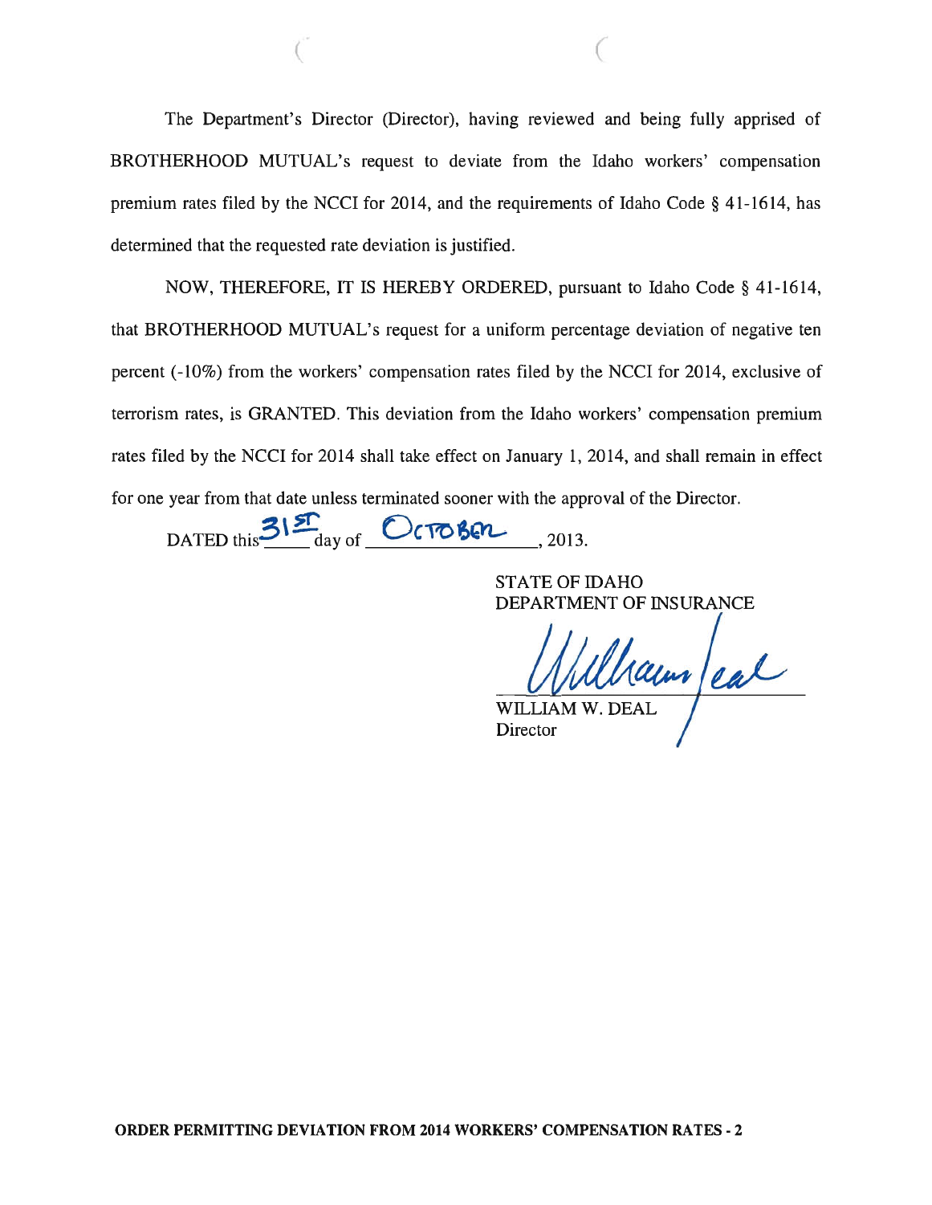The Department's Director (Director), having reviewed and being fully apprised of BROTHERHOOD MUTUAL's request to deviate from the Idaho workers' compensation premium rates filed by the NCCI for 2014, and the requirements of Idaho Code § 41-1614, has determined that the requested rate deviation is justified.

NOW, THEREFORE, IT IS HEREBY ORDERED, pursuant to Idaho Code § 41-1614, that BROTHERHOOD MUTUAL's request for a uniform percentage deviation of negative ten percent (-10%) from the workers' compensation rates filed by the NCCI for 2014, exclusive of terrorism rates, is GRANTED. This deviation from the Idaho workers' compensation premium rates filed by the NCCI for 2014 shall take effect on January 1, 2014, and shall remain in effect for one year from that date unless terminated sooner with the approval of the Director.

DATED this 31ST day of OCTOBER, 2013.

STATE OF IDAHO
DEPARTMENT OF INSURANCE

WILLIAM W. DEAL
Director

**ORDER PERMITTING DEVIATION FROM 2014 WORKERS' COMPENSATION RATES - 2**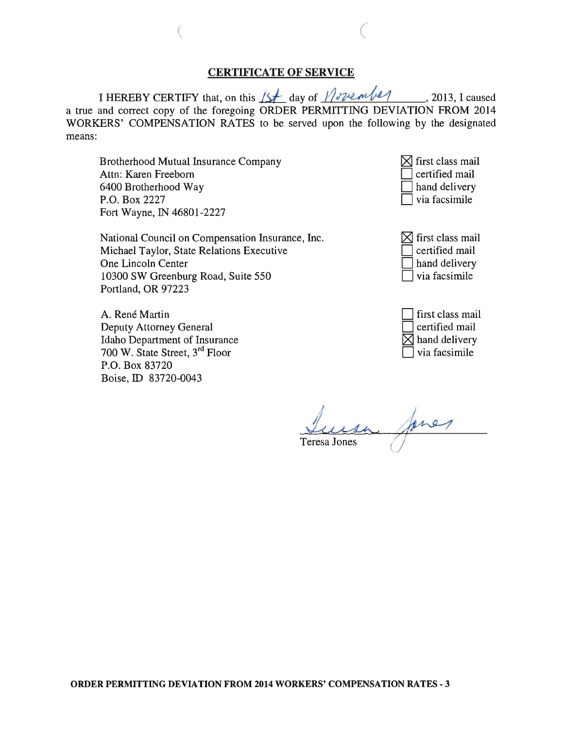## CERTIFICATE OF SERVICE

I HEREBY CERTIFY that, on this 1st day of November, 2013, I caused a true and correct copy of the foregoing ORDER PERMITTING DEVIATION FROM 2014 WORKERS' COMPENSATION RATES to be served upon the following by the designated means:

| | |
|---|---|
| Brotherhood Mutual Insurance Company<br>Attn: Karen Freeborn<br>6400 Brotherhood Way<br>P.O. Box 2227<br>Fort Wayne, IN 46801-2227 | ☒ first class mail<br>☐ certified mail<br>☐ hand delivery<br>☐ via facsimile |
| National Council on Compensation Insurance, Inc.<br>Michael Taylor, State Relations Executive<br>One Lincoln Center<br>10300 SW Greenburg Road, Suite 550<br>Portland, OR 97223 | ☒ first class mail<br>☐ certified mail<br>☐ hand delivery<br>☐ via facsimile |
| A. René Martin<br>Deputy Attorney General<br>Idaho Department of Insurance<br>700 W. State Street, 3rd Floor<br>P.O. Box 83720<br>Boise, ID 83720-0043 | ☐ first class mail<br>☐ certified mail<br>☒ hand delivery<br>☐ via facsimile |

Teresa Jones

Teresa Jones